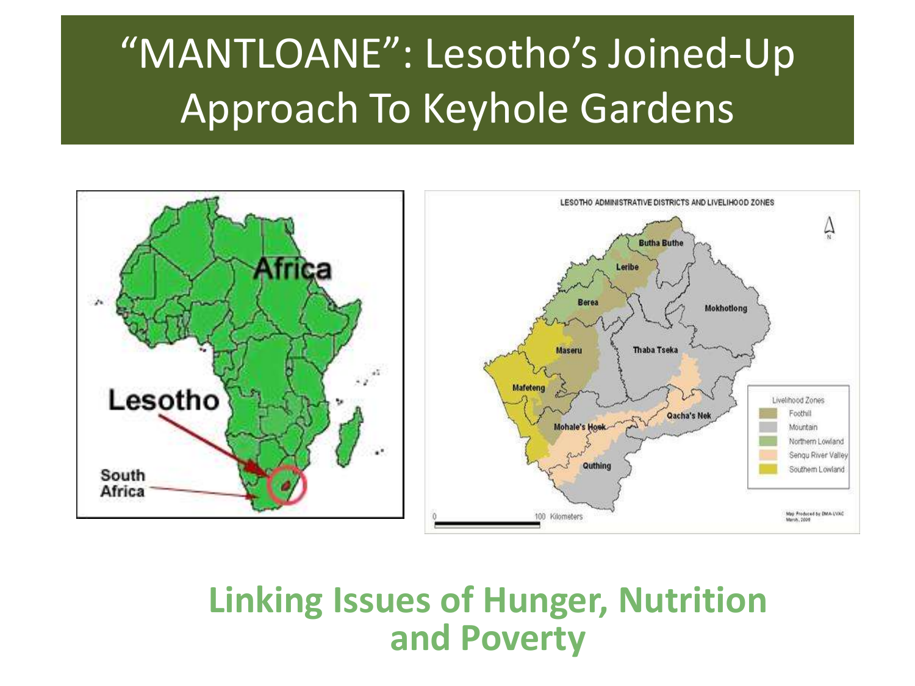# "MANTLOANE": Lesotho's Joined-Up Approach To Keyhole Gardens

**Linking Issues of Hunger, Nutrition and Poverty**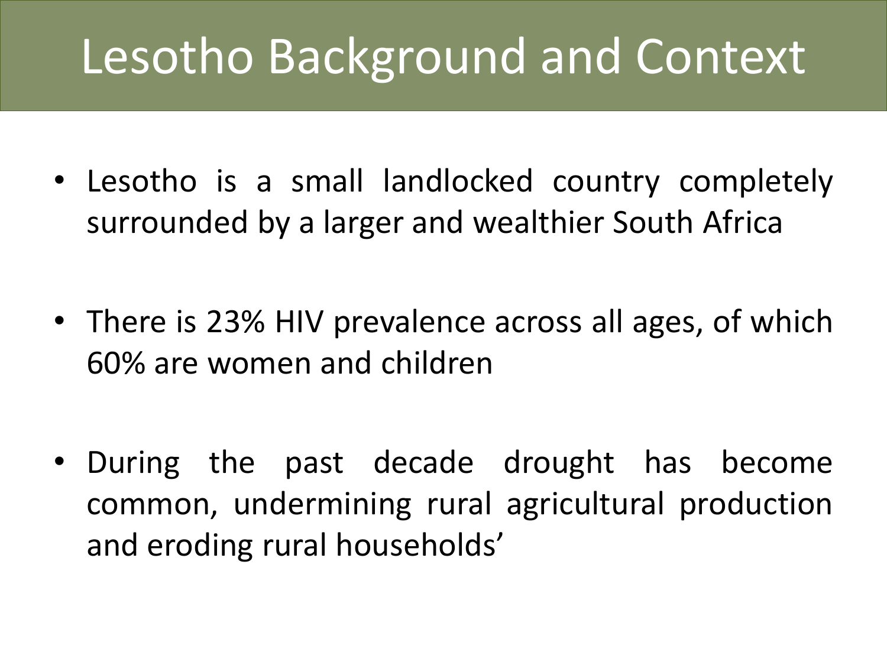# Lesotho Background and Context

- Lesotho is a small landlocked country completely surrounded by a larger and wealthier South Africa

- There is 23% HIV prevalence across all ages, of which 60% are women and children

- During the past decade drought has become common, undermining rural agricultural production and eroding rural households'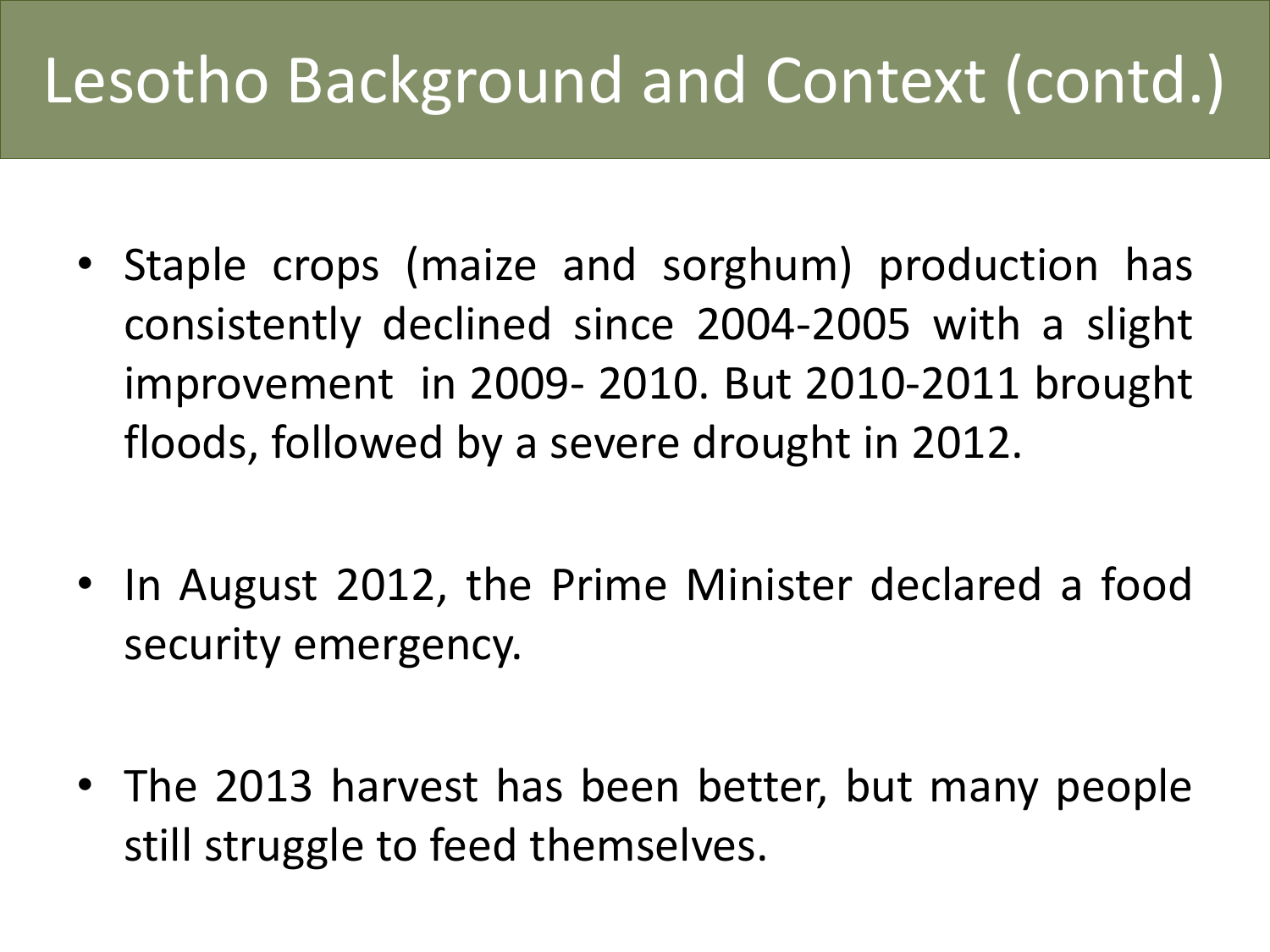# Lesotho Background and Context (contd.)

- Staple crops (maize and sorghum) production has consistently declined since 2004-2005 with a slight improvement in 2009- 2010. But 2010-2011 brought floods, followed by a severe drought in 2012.

- In August 2012, the Prime Minister declared a food security emergency.

- The 2013 harvest has been better, but many people still struggle to feed themselves.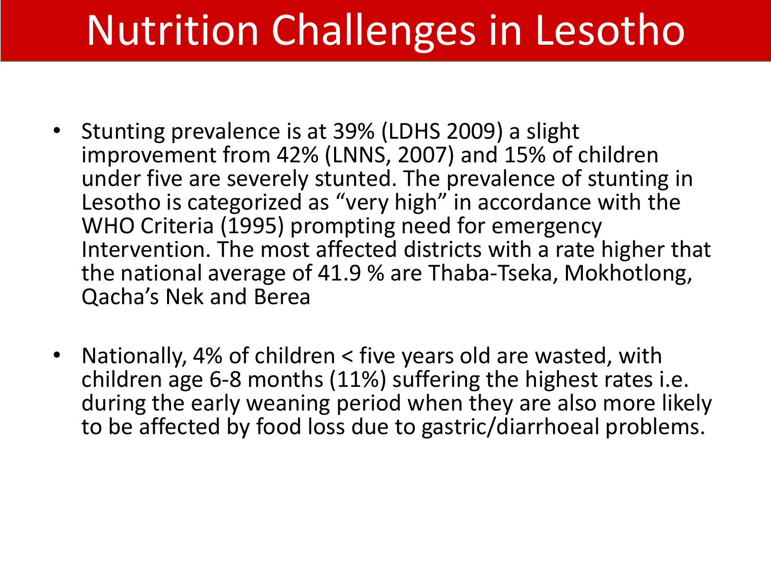# Nutrition Challenges in Lesotho

- Stunting prevalence is at 39% (LDHS 2009) a slight improvement from 42% (LNNS, 2007) and 15% of children under five are severely stunted. The prevalence of stunting in Lesotho is categorized as "very high" in accordance with the WHO Criteria (1995) prompting need for emergency Intervention. The most affected districts with a rate higher that the national average of 41.9 % are Thaba-Tseka, Mokhotlong, Qacha's Nek and Berea

- Nationally, 4% of children < five years old are wasted, with children age 6-8 months (11%) suffering the highest rates i.e. during the early weaning period when they are also more likely to be affected by food loss due to gastric/diarrhoeal problems.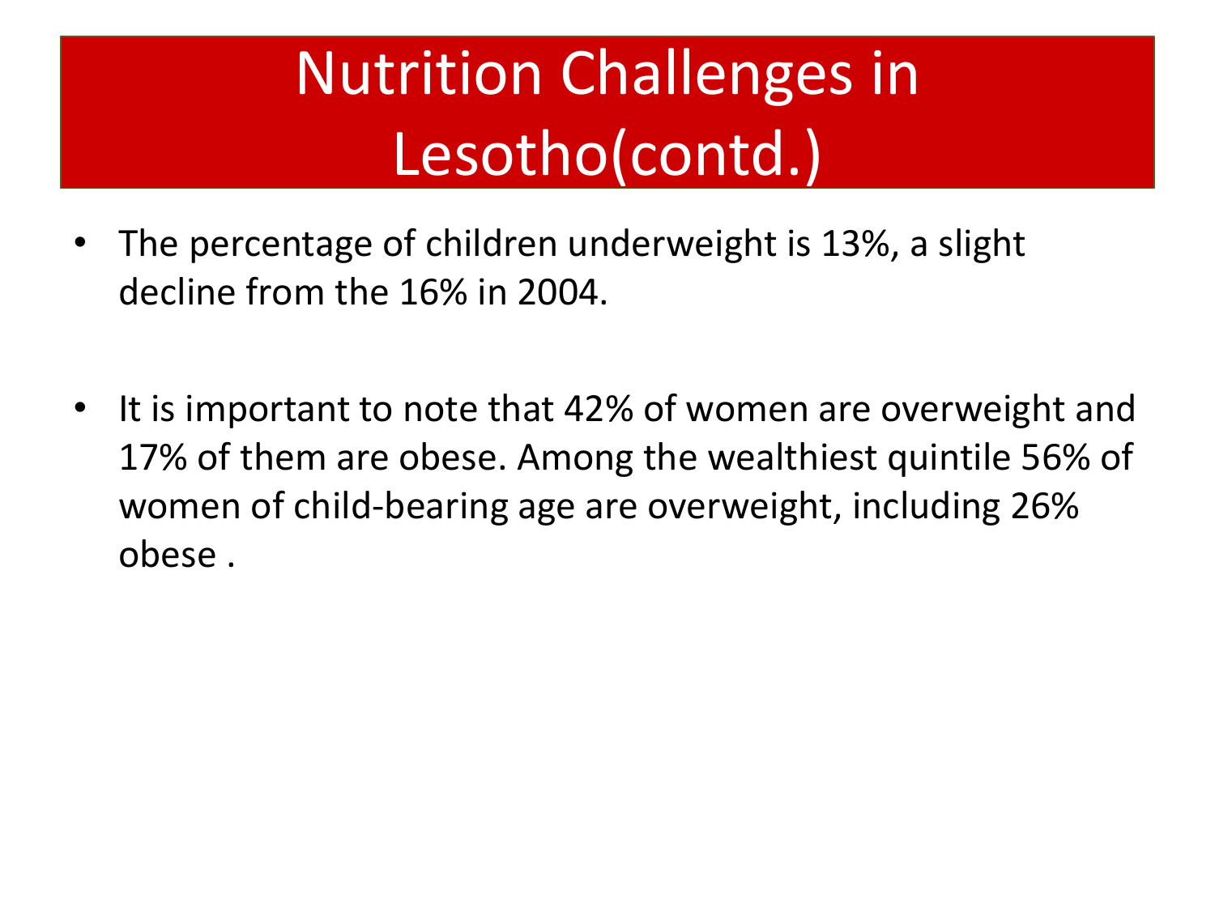# Nutrition Challenges in Lesotho(contd.)

- The percentage of children underweight is 13%, a slight decline from the 16% in 2004.

- It is important to note that 42% of women are overweight and 17% of them are obese. Among the wealthiest quintile 56% of women of child-bearing age are overweight, including 26% obese .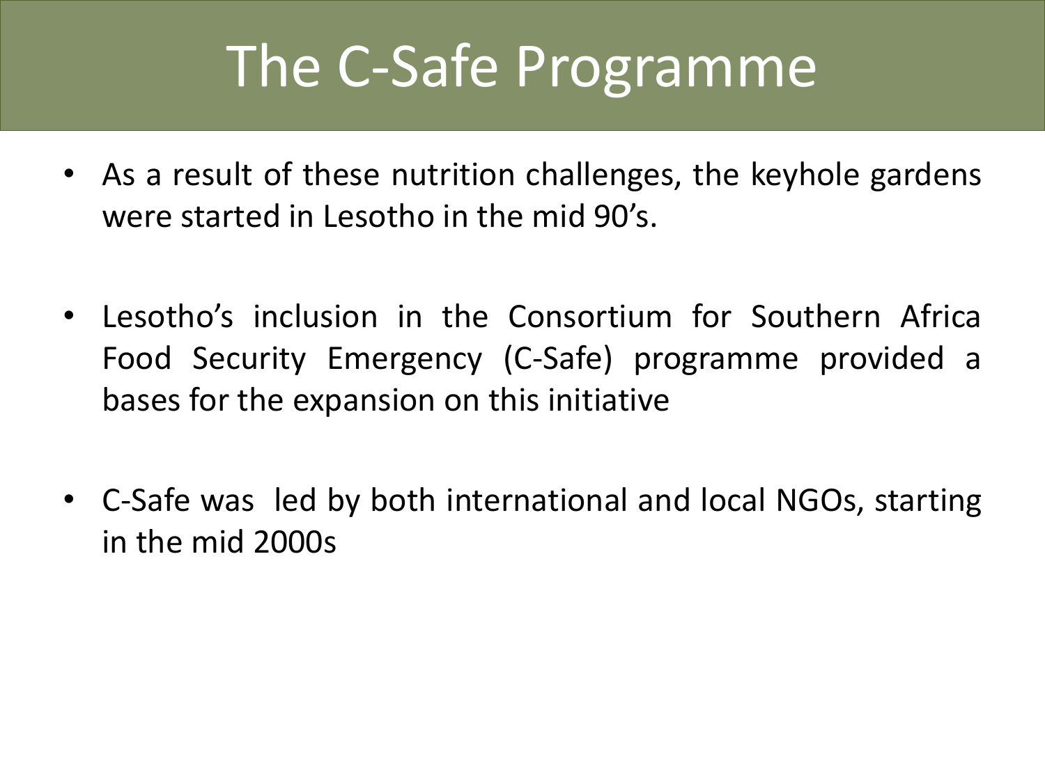# The C-Safe Programme

- As a result of these nutrition challenges, the keyhole gardens were started in Lesotho in the mid 90's.
- Lesotho's inclusion in the Consortium for Southern Africa Food Security Emergency (C-Safe) programme provided a bases for the expansion on this initiative
- C-Safe was led by both international and local NGOs, starting in the mid 2000s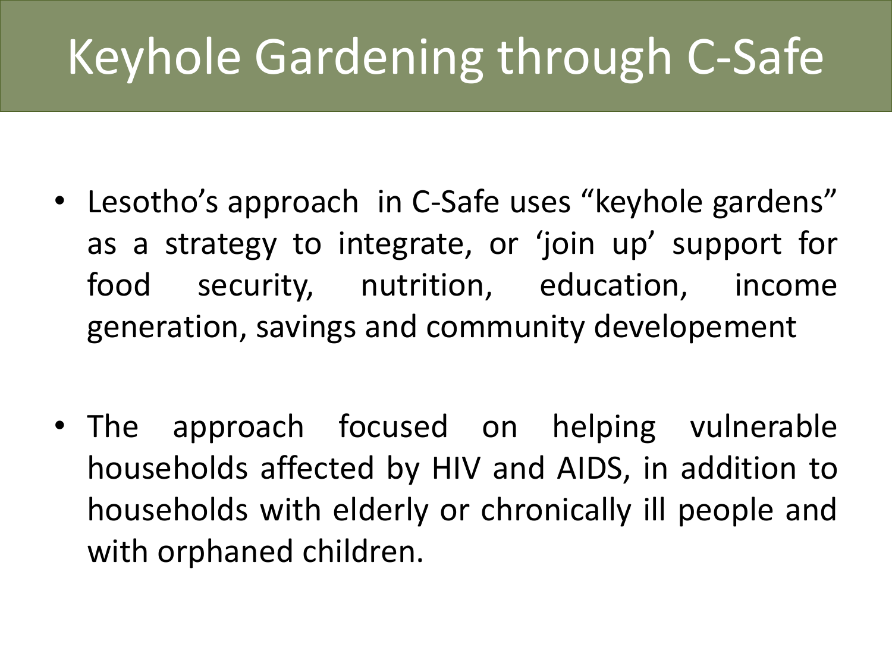# Keyhole Gardening through C-Safe

- Lesotho's approach in C-Safe uses "keyhole gardens" as a strategy to integrate, or 'join up' support for food security, nutrition, education, income generation, savings and community developement

- The approach focused on helping vulnerable households affected by HIV and AIDS, in addition to households with elderly or chronically ill people and with orphaned children.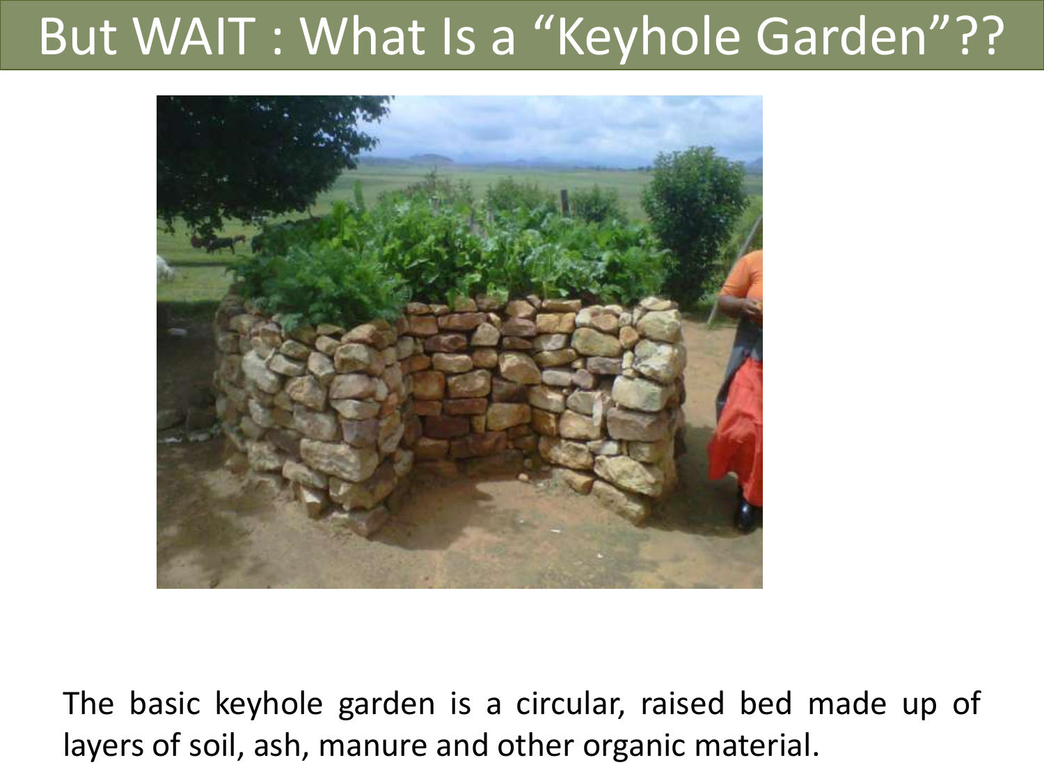# But WAIT : What Is a "Keyhole Garden"??

The basic keyhole garden is a circular, raised bed made up of layers of soil, ash, manure and other organic material.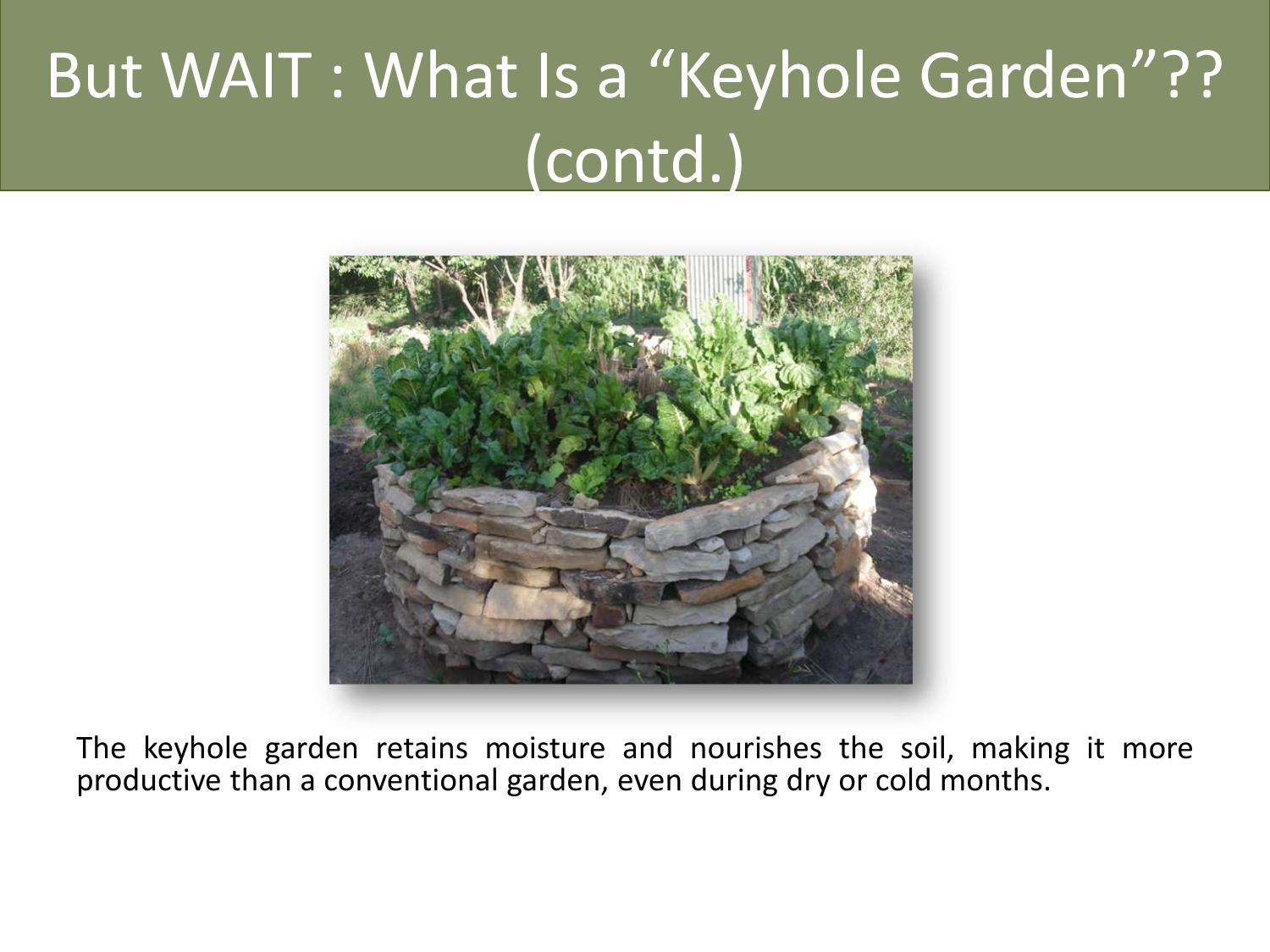# But WAIT : What Is a “Keyhole Garden”?? (contd.)

The keyhole garden retains moisture and nourishes the soil, making it more productive than a conventional garden, even during dry or cold months.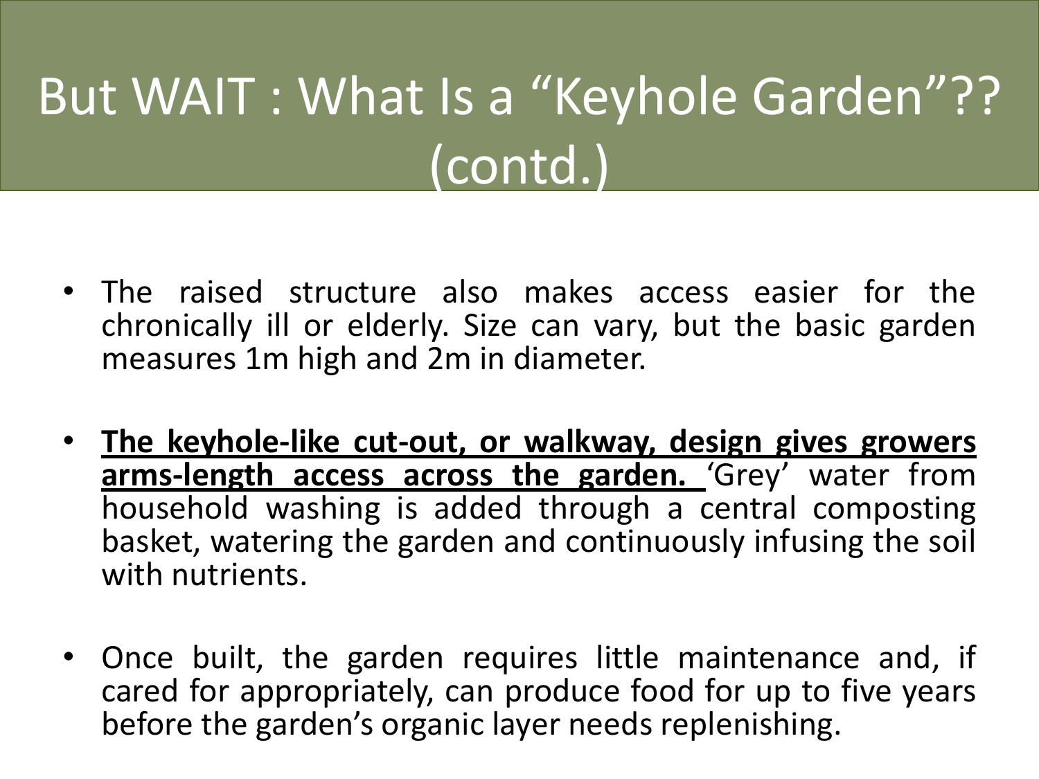# But WAIT : What Is a “Keyhole Garden”?? (contd.)

- The raised structure also makes access easier for the chronically ill or elderly. Size can vary, but the basic garden measures 1m high and 2m in diameter.
- **The keyhole-like cut-out, or walkway, design gives growers arms-length access across the garden.** ‘Grey’ water from household washing is added through a central composting basket, watering the garden and continuously infusing the soil with nutrients.
- Once built, the garden requires little maintenance and, if cared for appropriately, can produce food for up to five years before the garden’s organic layer needs replenishing.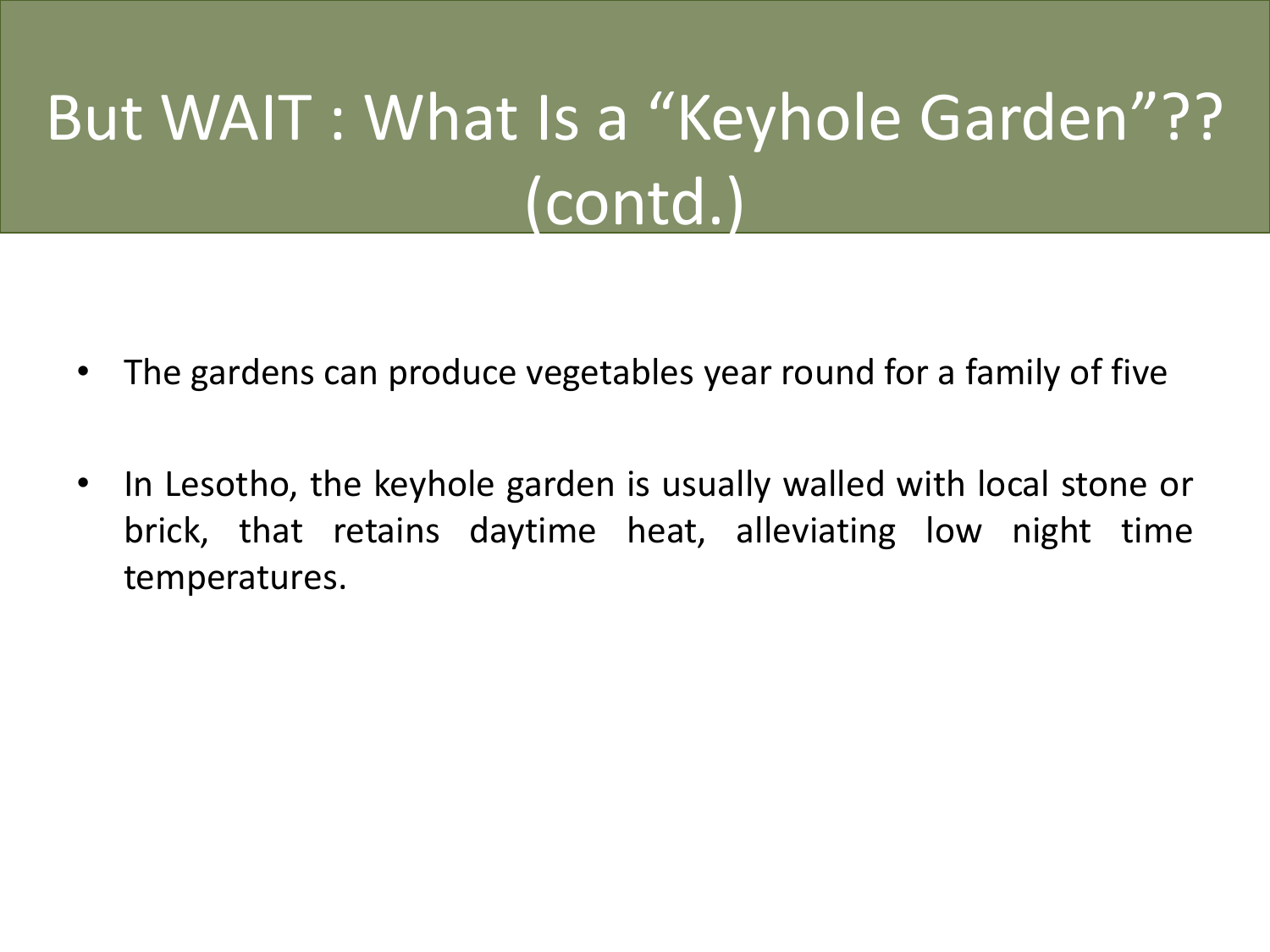# But WAIT : What Is a “Keyhole Garden”?? (contd.)

- The gardens can produce vegetables year round for a family of five
- In Lesotho, the keyhole garden is usually walled with local stone or brick, that retains daytime heat, alleviating low night time temperatures.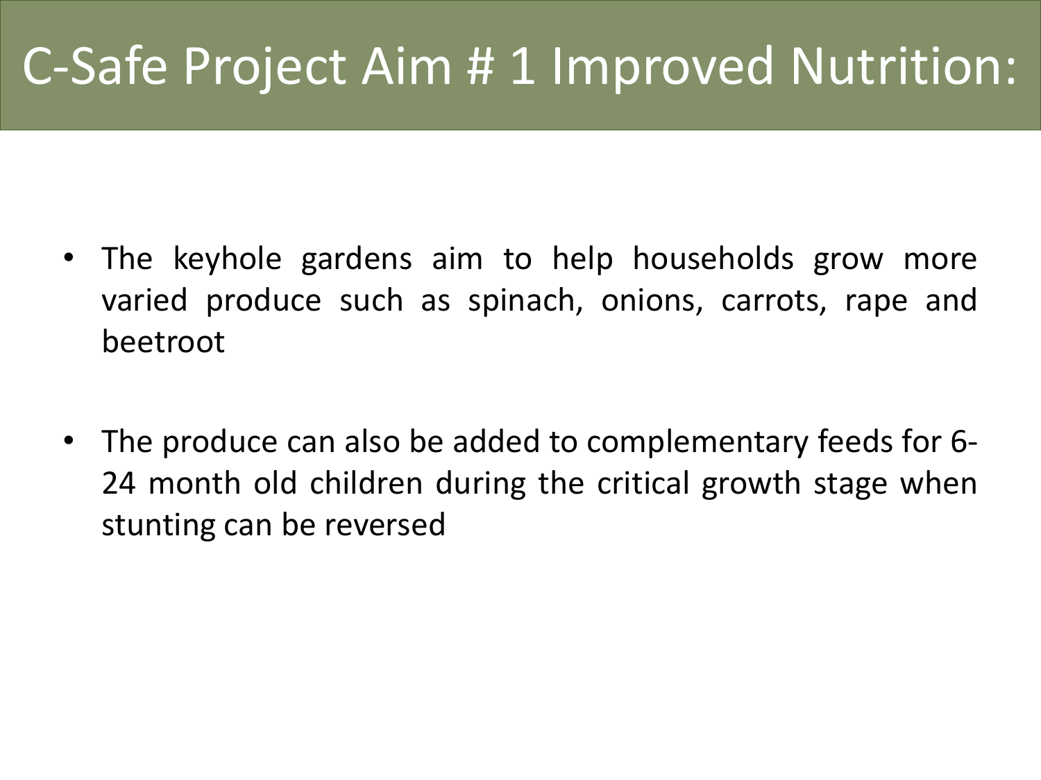# C-Safe Project Aim # 1 Improved Nutrition:

- The keyhole gardens aim to help households grow more varied produce such as spinach, onions, carrots, rape and beetroot
- The produce can also be added to complementary feeds for 6-24 month old children during the critical growth stage when stunting can be reversed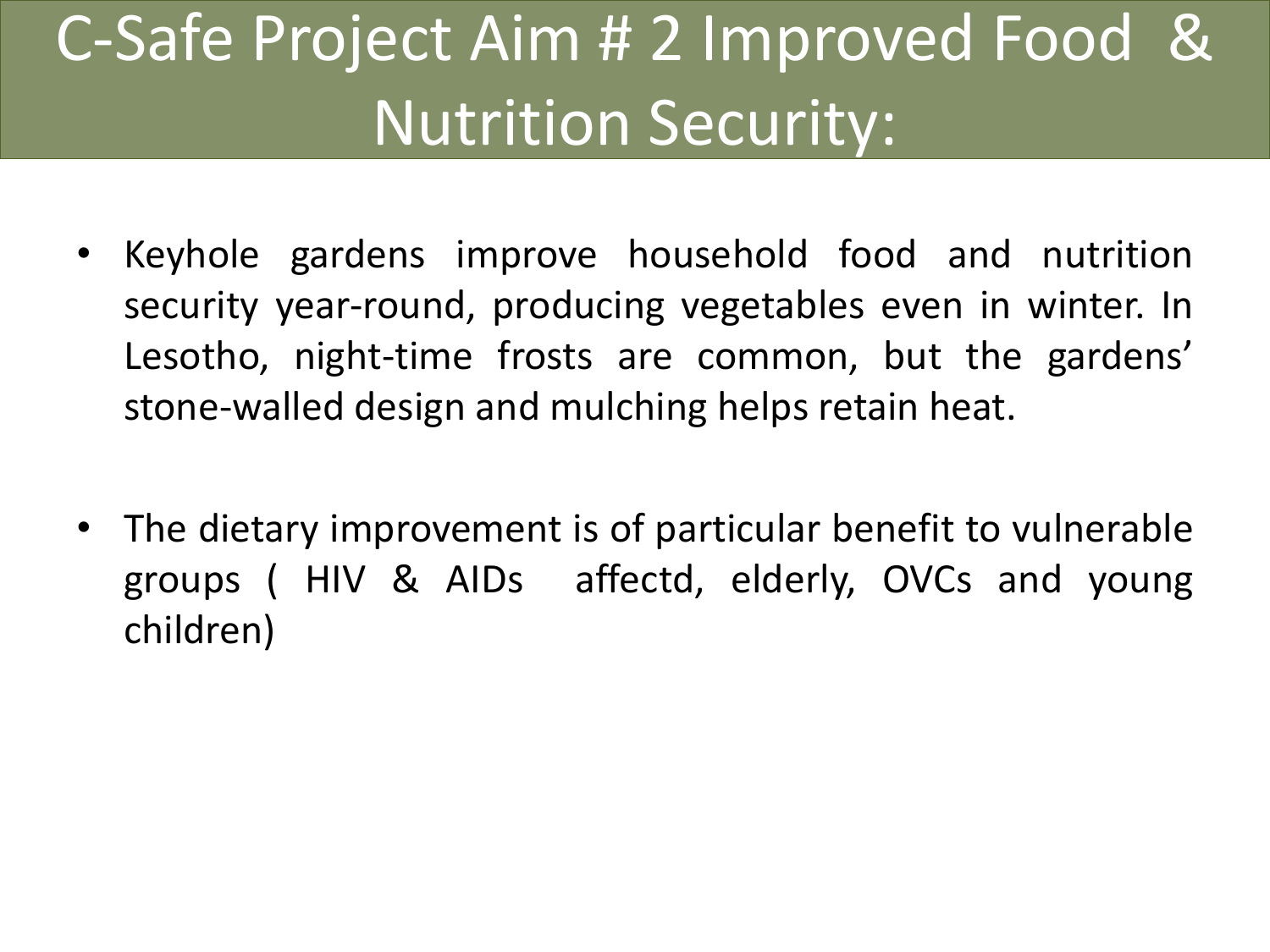# C-Safe Project Aim # 2 Improved Food & Nutrition Security:

- Keyhole gardens improve household food and nutrition security year-round, producing vegetables even in winter. In Lesotho, night-time frosts are common, but the gardens' stone-walled design and mulching helps retain heat.

- The dietary improvement is of particular benefit to vulnerable groups ( HIV & AIDs affectd, elderly, OVCs and young children)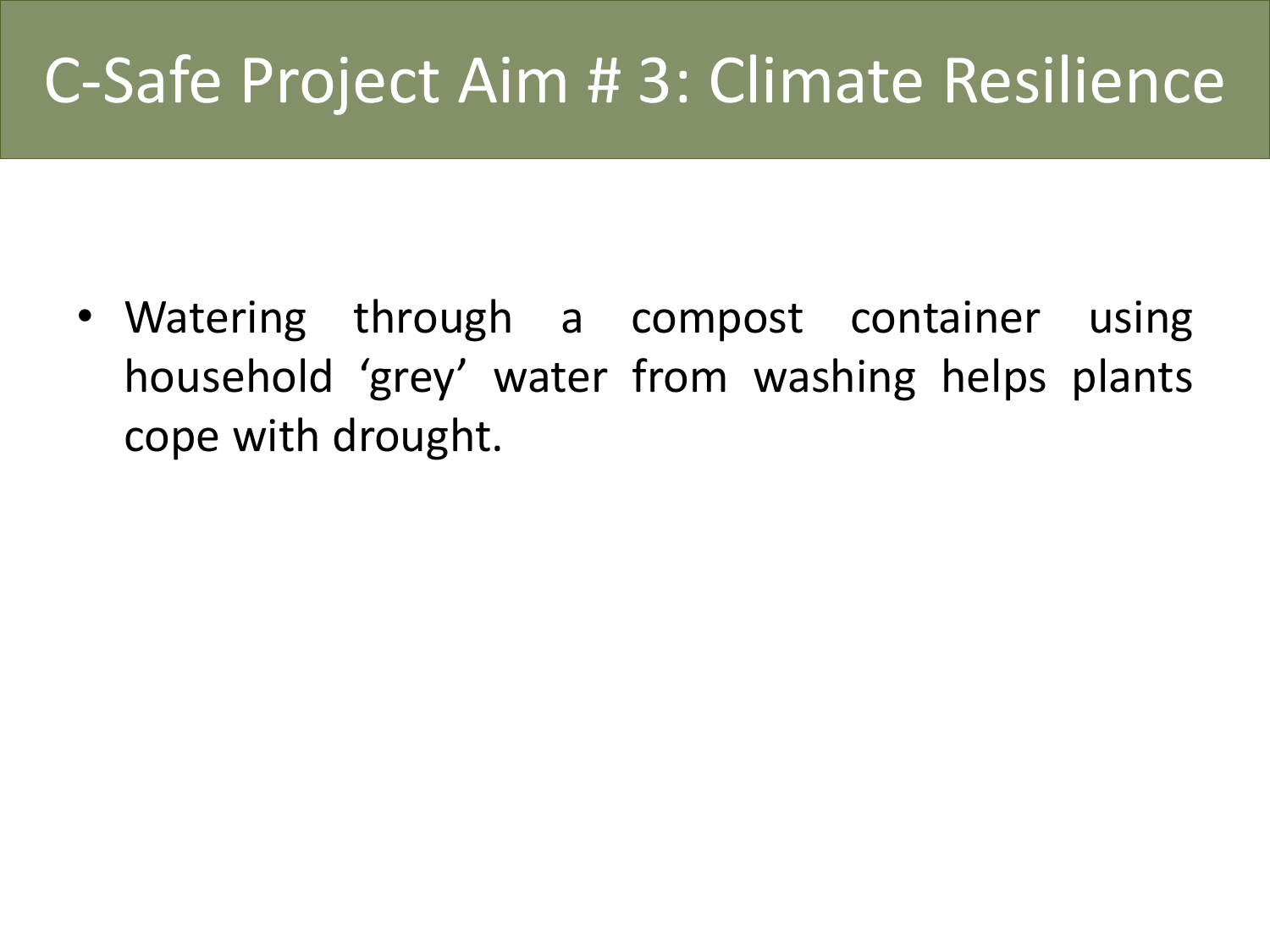# C-Safe Project Aim # 3: Climate Resilience

- Watering through a compost container using household 'grey' water from washing helps plants cope with drought.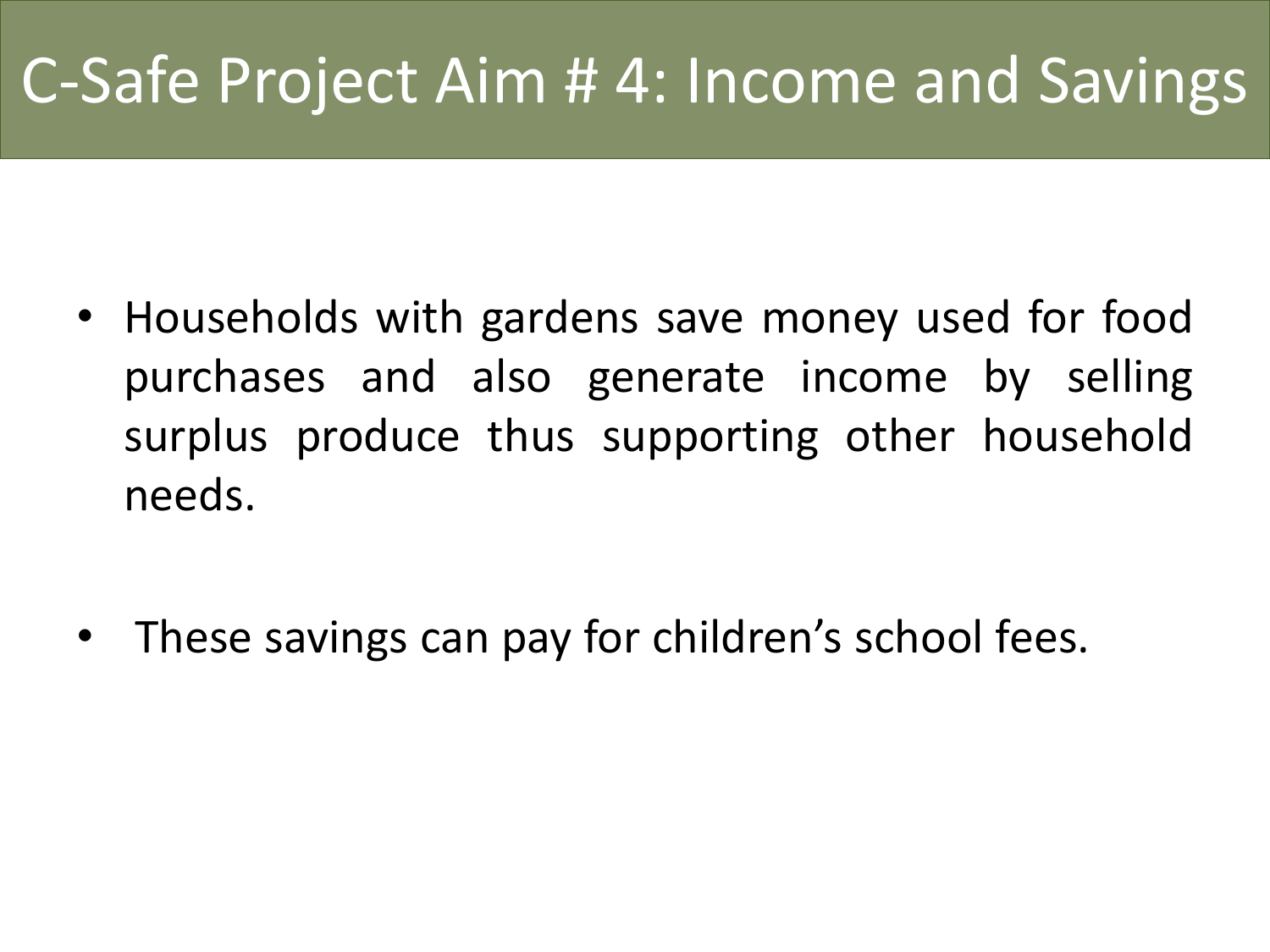# C-Safe Project Aim # 4: Income and Savings

- Households with gardens save money used for food purchases and also generate income by selling surplus produce thus supporting other household needs.

- These savings can pay for children's school fees.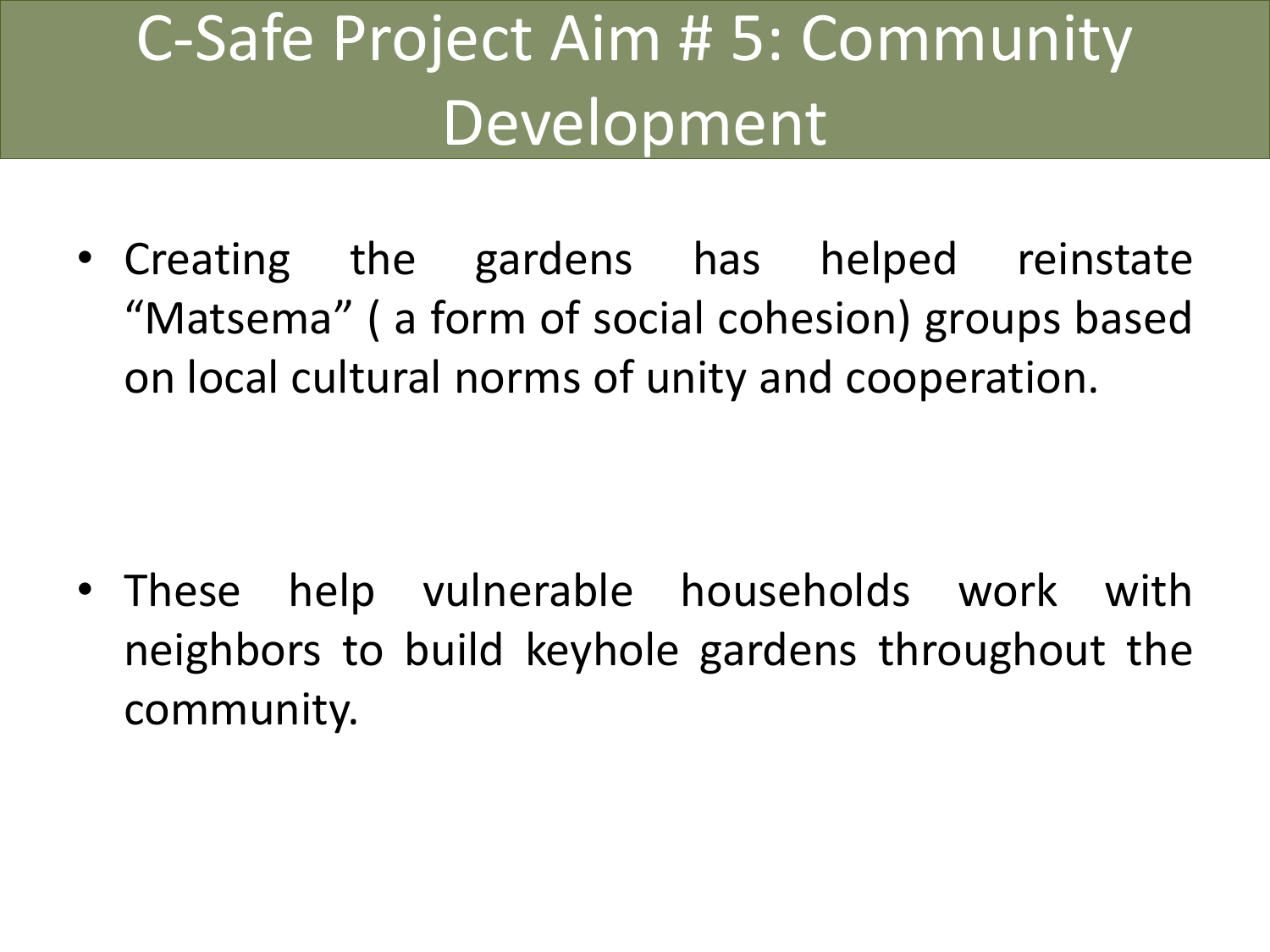# C-Safe Project Aim # 5: Community Development

- Creating the gardens has helped reinstate "Matsema" ( a form of social cohesion) groups based on local cultural norms of unity and cooperation.

- These help vulnerable households work with neighbors to build keyhole gardens throughout the community.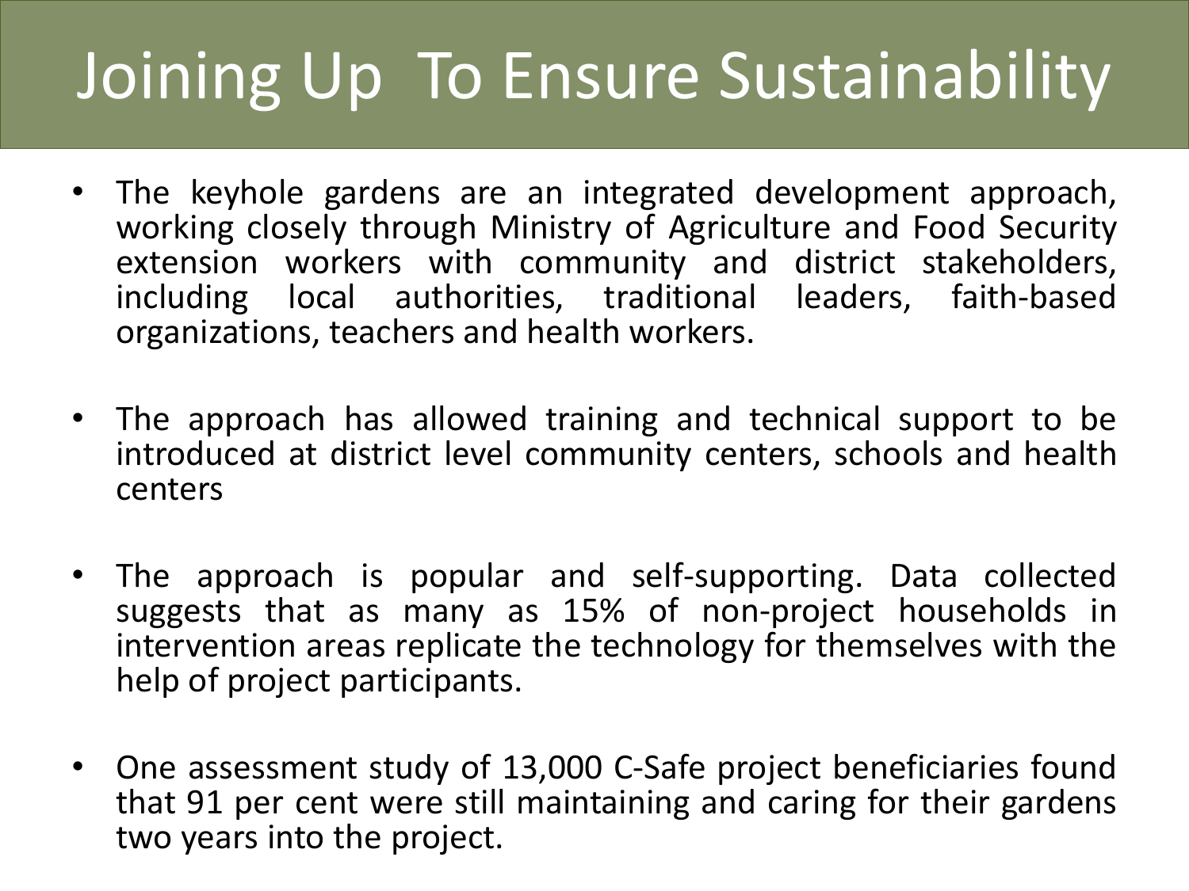# Joining Up To Ensure Sustainability

- The keyhole gardens are an integrated development approach, working closely through Ministry of Agriculture and Food Security extension workers with community and district stakeholders, including local authorities, traditional leaders, faith-based organizations, teachers and health workers.

- The approach has allowed training and technical support to be introduced at district level community centers, schools and health centers

- The approach is popular and self-supporting. Data collected suggests that as many as 15% of non-project households in intervention areas replicate the technology for themselves with the help of project participants.

- One assessment study of 13,000 C-Safe project beneficiaries found that 91 per cent were still maintaining and caring for their gardens two years into the project.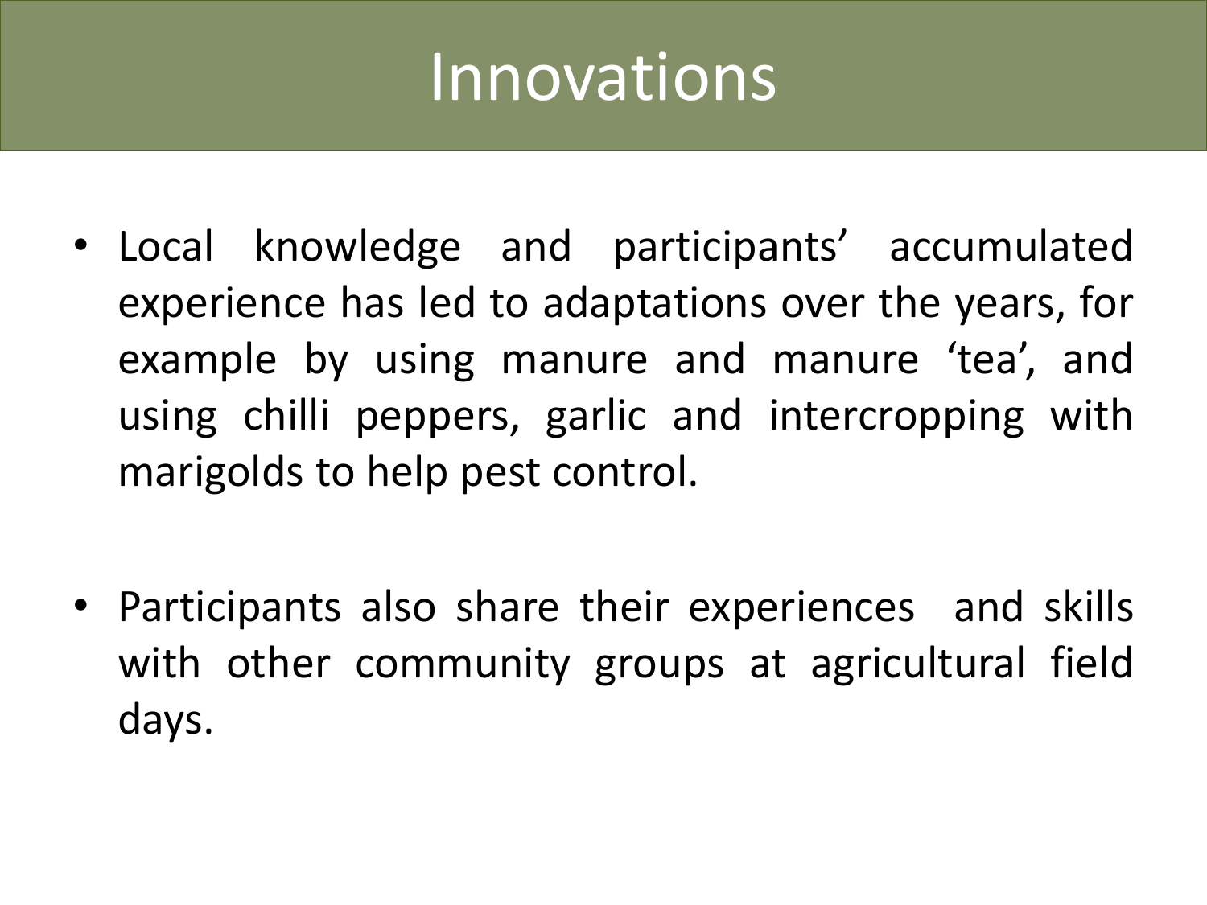# Innovations

- Local knowledge and participants' accumulated experience has led to adaptations over the years, for example by using manure and manure 'tea', and using chilli peppers, garlic and intercropping with marigolds to help pest control.

- Participants also share their experiences and skills with other community groups at agricultural field days.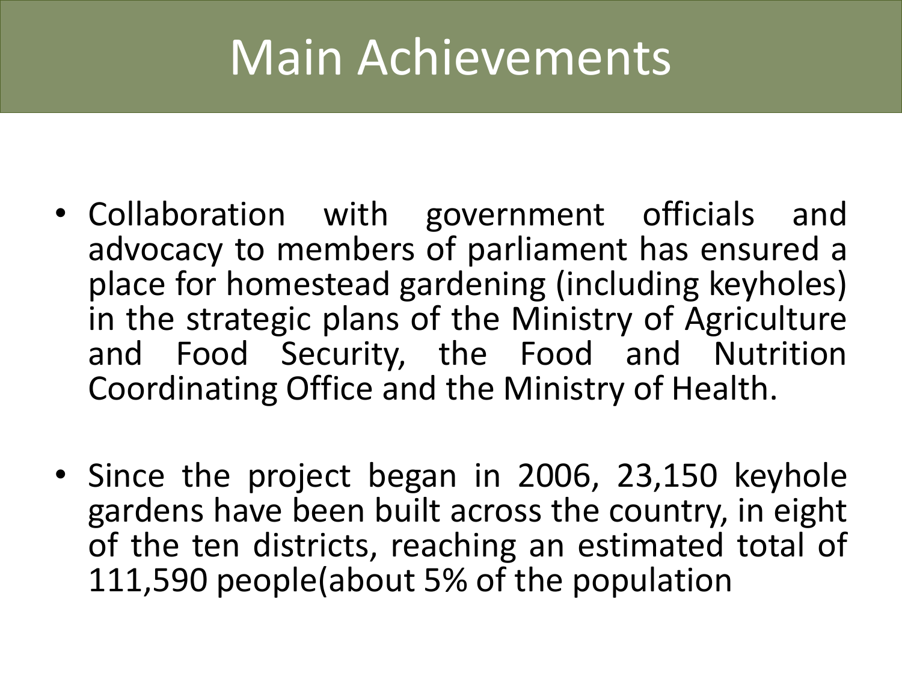# Main Achievements

- Collaboration with government officials and advocacy to members of parliament has ensured a place for homestead gardening (including keyholes) in the strategic plans of the Ministry of Agriculture and Food Security, the Food and Nutrition Coordinating Office and the Ministry of Health.
- Since the project began in 2006, 23,150 keyhole gardens have been built across the country, in eight of the ten districts, reaching an estimated total of 111,590 people(about 5% of the population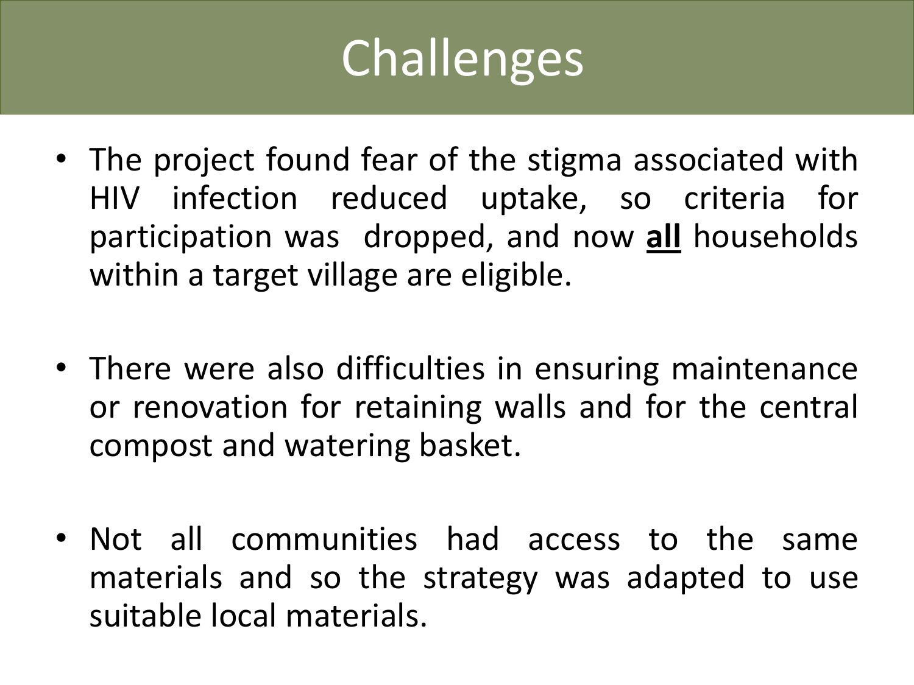# Challenges

- The project found fear of the stigma associated with HIV infection reduced uptake, so criteria for participation was dropped, and now **all** households within a target village are eligible.

- There were also difficulties in ensuring maintenance or renovation for retaining walls and for the central compost and watering basket.

- Not all communities had access to the same materials and so the strategy was adapted to use suitable local materials.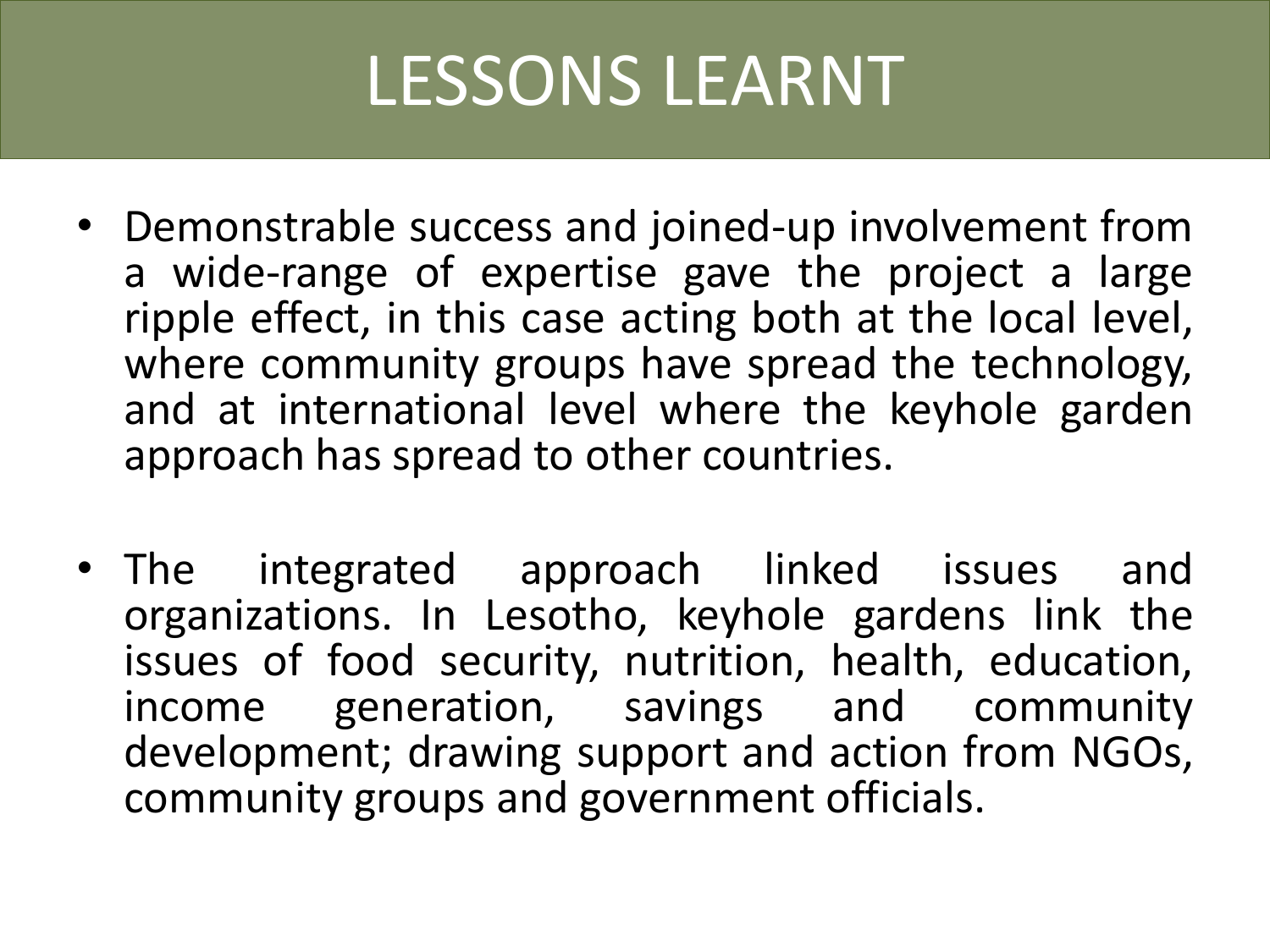# LESSONS LEARNT

- Demonstrable success and joined-up involvement from a wide-range of expertise gave the project a large ripple effect, in this case acting both at the local level, where community groups have spread the technology, and at international level where the keyhole garden approach has spread to other countries.

- The integrated approach linked issues and organizations. In Lesotho, keyhole gardens link the issues of food security, nutrition, health, education, income generation, savings and community development; drawing support and action from NGOs, community groups and government officials.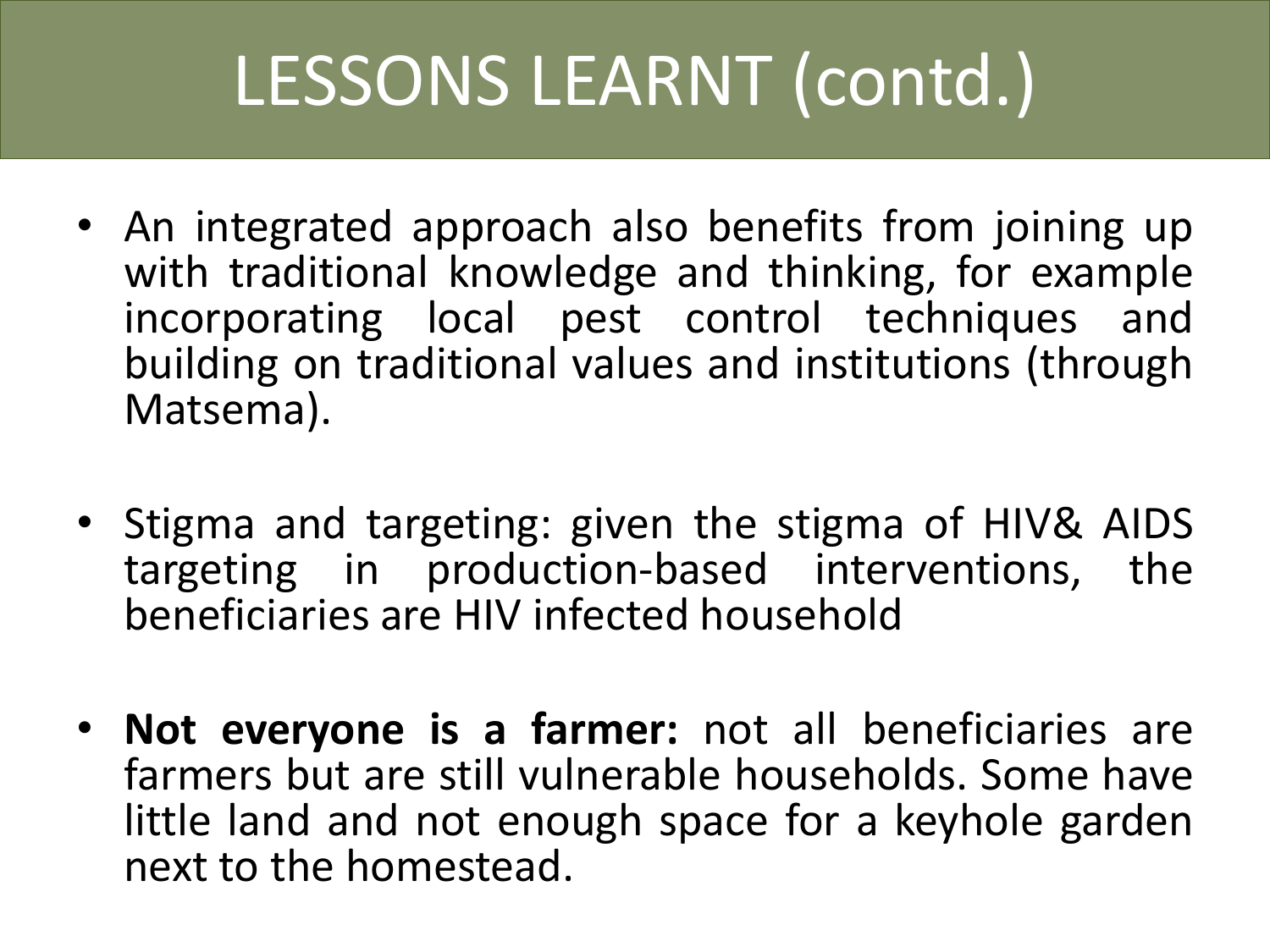# LESSONS LEARNT (contd.)

- An integrated approach also benefits from joining up with traditional knowledge and thinking, for example incorporating local pest control techniques and building on traditional values and institutions (through Matsema).

- Stigma and targeting: given the stigma of HIV& AIDS targeting in production-based interventions, the beneficiaries are HIV infected household

- **Not everyone is a farmer:** not all beneficiaries are farmers but are still vulnerable households. Some have little land and not enough space for a keyhole garden next to the homestead.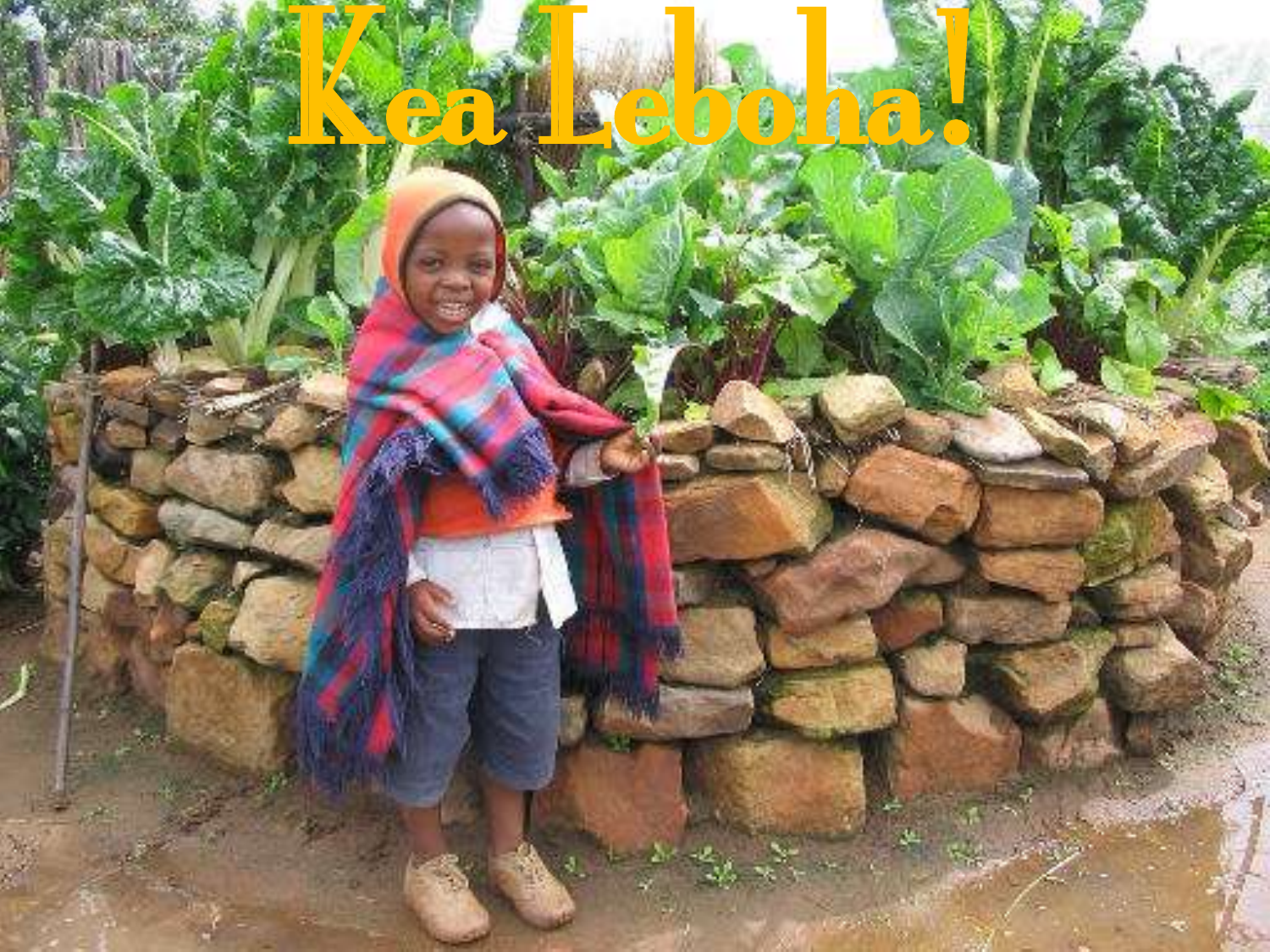# Kea Leboha!